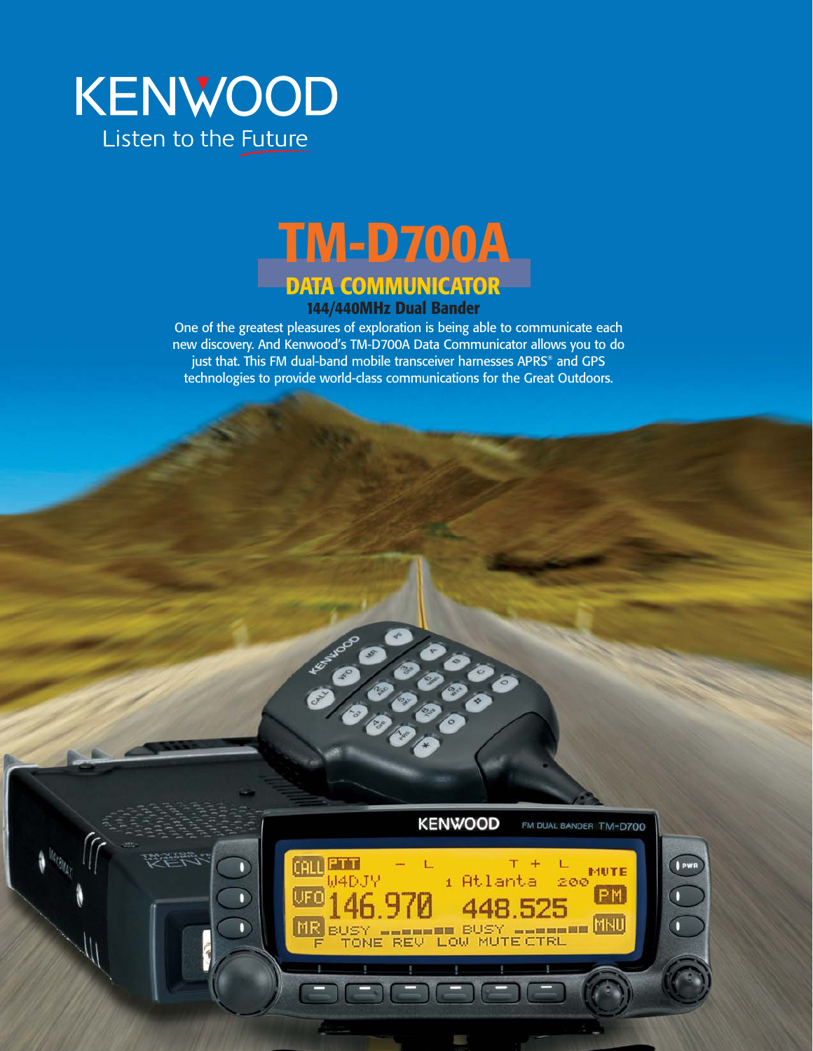KENWOOD

Listen to the Future

# TM-D700A

## DATA COMMUNICATOR

### 144/440MHz Dual Bander

One of the greatest pleasures of exploration is being able to communicate each new discovery. And Kenwood's TM-D700A Data Communicator allows you to do just that. This FM dual-band mobile transceiver harnesses APRS® and GPS technologies to provide world-class communications for the Great Outdoors.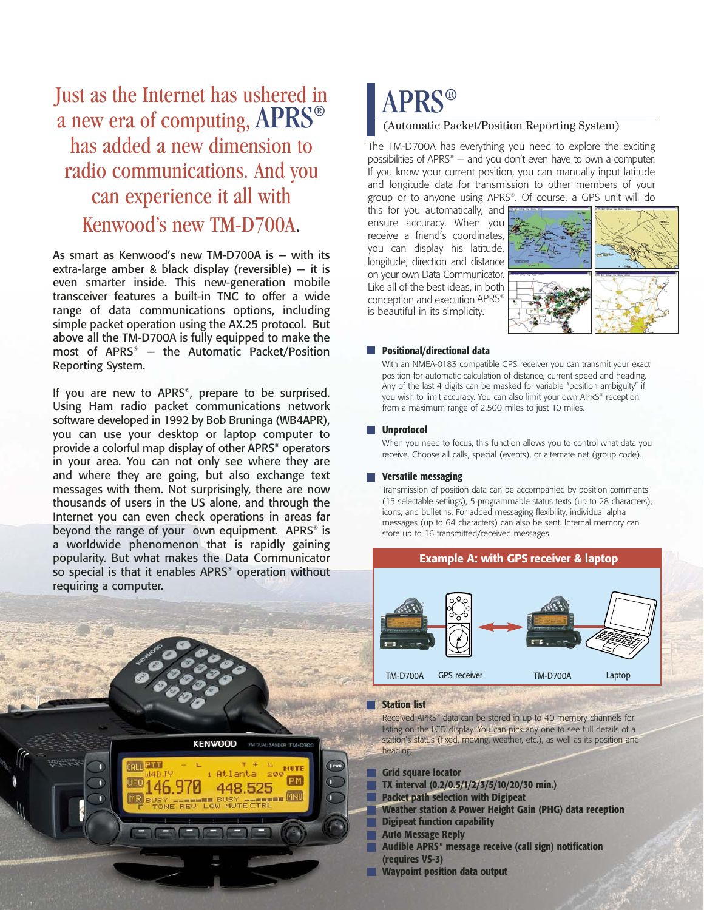Just as the Internet has ushered in a new era of computing, APRS® has added a new dimension to radio communications. And you can experience it all with Kenwood's new TM-D700A.

As smart as Kenwood's new TM-D700A is — with its extra-large amber & black display (reversible) — it is even smarter inside. This new-generation mobile transceiver features a built-in TNC to offer a wide range of data communications options, including simple packet operation using the AX.25 protocol. But above all the TM-D700A is fully equipped to make the most of APRS® — the Automatic Packet/Position Reporting System.

If you are new to APRS®, prepare to be surprised. Using Ham radio packet communications network software developed in 1992 by Bob Bruninga (WB4APR), you can use your desktop or laptop computer to provide a colorful map display of other APRS® operators in your area. You can not only see where they are and where they are going, but also exchange text messages with them. Not surprisingly, there are now thousands of users in the US alone, and through the Internet you can even check operations in areas far beyond the range of your own equipment. APRS® is a worldwide phenomenon that is rapidly gaining popularity. But what makes the Data Communicator so special is that it enables APRS® operation without requiring a computer.

# APRS®

(Automatic Packet/Position Reporting System)

The TM-D700A has everything you need to explore the exciting possibilities of APRS® — and you don't even have to own a computer. If you know your current position, you can manually input latitude and longitude data for transmission to other members of your group or to anyone using APRS®. Of course, a GPS unit will do this for you automatically, and ensure accuracy. When you receive a friend's coordinates, you can display his latitude, longitude, direction and distance on your own Data Communicator. Like all of the best ideas, in both conception and execution APRS® is beautiful in its simplicity.

### Positional/directional data

With an NMEA-0183 compatible GPS receiver you can transmit your exact position for automatic calculation of distance, current speed and heading. Any of the last 4 digits can be masked for variable "position ambiguity" if you wish to limit accuracy. You can also limit your own APRS® reception from a maximum range of 2,500 miles to just 10 miles.

### Unprotocol

When you need to focus, this function allows you to control what data you receive. Choose all calls, special (events), or alternate net (group code).

### Versatile messaging

Transmission of position data can be accompanied by position comments (15 selectable settings), 5 programmable status texts (up to 28 characters), icons, and bulletins. For added messaging flexibility, individual alpha messages (up to 64 characters) can also be sent. Internal memory can store up to 16 transmitted/received messages.

**Example A: with GPS receiver & laptop**

TM-D700A — GPS receiver ↔ TM-D700A — Laptop

### Station list

Received APRS® data can be stored in up to 40 memory channels for listing on the LCD display. You can pick any one to see full details of a station's status (fixed, moving, weather, etc.), as well as its position and heading.

- **Grid square locator**
- **TX interval (0.2/0.5/1/2/3/5/10/20/30 min.)**
- **Packet path selection with Digipeat**
- **Weather station & Power Height Gain (PHG) data reception**
- **Digipeat function capability**
- **Auto Message Reply**
- **Audible APRS® message receive (call sign) notification (requires VS-3)**
- **Waypoint position data output**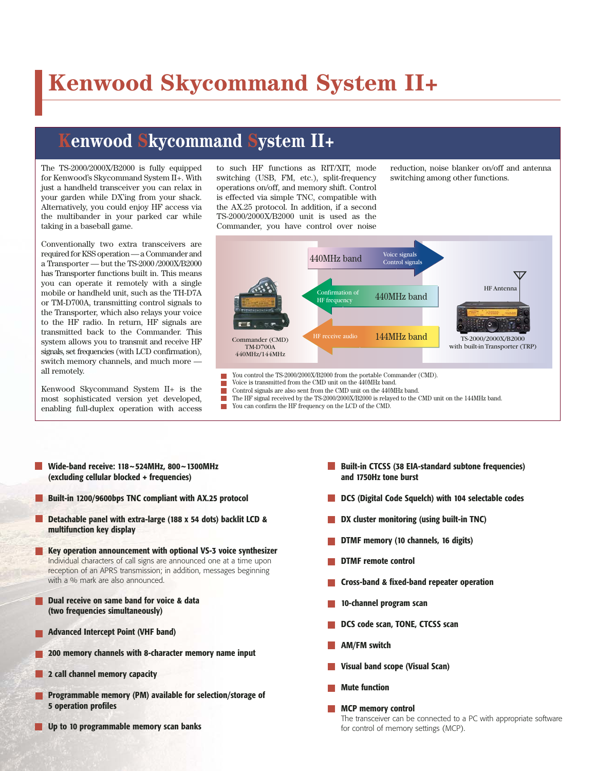# Kenwood Skycommand System II+

## Kenwood Skycommand System II+

The TS-2000/2000X/B2000 is fully equipped for Kenwood's Skycommand System II+. With just a handheld transceiver you can relax in your garden while DX'ing from your shack. Alternatively, you could enjoy HF access via the multibander in your parked car while taking in a baseball game.

Conventionally two extra transceivers are required for KSS operation — a Commander and a Transporter — but the TS-2000 /2000X/B2000 has Transporter functions built in. This means you can operate it remotely with a single mobile or handheld unit, such as the TH-D7A or TM-D700A, transmitting control signals to the Transporter, which also relays your voice to the HF radio. In return, HF signals are transmitted back to the Commander. This system allows you to transmit and receive HF signals, set frequencies (with LCD confirmation), switch memory channels, and much more — all remotely.

Kenwood Skycommand System II+ is the most sophisticated version yet developed, enabling full-duplex operation with access to such HF functions as RIT/XIT, mode switching (USB, FM, etc.), split-frequency operations on/off, and memory shift. Control is effected via simple TNC, compatible with the AX.25 protocol. In addition, if a second TS-2000/2000X/B2000 unit is used as the Commander, you have control over noise reduction, noise blanker on/off and antenna switching among other functions.

440MHz band — Voice signals, Control signals

Confirmation of HF frequency — 440MHz band

HF receive audio — 144MHz band

Commander (CMD) TM-D700A 440MHz/144MHz

HF Antenna

TS-2000/2000X/B2000 with built-in Transporter (TRP)

- You control the TS-2000/2000X/B2000 from the portable Commander (CMD).
- Voice is transmitted from the CMD unit on the 440MHz band.
- Control signals are also sent from the CMD unit on the 440MHz band.
- The HF signal received by the TS-2000/2000X/B2000 is relayed to the CMD unit on the 144MHz band.
- You can confirm the HF frequency on the LCD of the CMD.

- **Wide-band receive: 118~524MHz, 800~1300MHz (excluding cellular blocked + frequencies)**
- **Built-in 1200/9600bps TNC compliant with AX.25 protocol**
- **Detachable panel with extra-large (188 x 54 dots) backlit LCD & multifunction key display**
- **Key operation announcement with optional VS-3 voice synthesizer**
  Individual characters of call signs are announced one at a time upon reception of an APRS transmission; in addition, messages beginning with a % mark are also announced.
- **Dual receive on same band for voice & data (two frequencies simultaneously)**
- **Advanced Intercept Point (VHF band)**
- **200 memory channels with 8-character memory name input**
- **2 call channel memory capacity**
- **Programmable memory (PM) available for selection/storage of 5 operation profiles**
- **Up to 10 programmable memory scan banks**
- **Built-in CTCSS (38 EIA-standard subtone frequencies) and 1750Hz tone burst**
- **DCS (Digital Code Squelch) with 104 selectable codes**
- **DX cluster monitoring (using built-in TNC)**
- **DTMF memory (10 channels, 16 digits)**
- **DTMF remote control**
- **Cross-band & fixed-band repeater operation**
- **10-channel program scan**
- **DCS code scan, TONE, CTCSS scan**
- **AM/FM switch**
- **Visual band scope (Visual Scan)**
- **Mute function**
- **MCP memory control**
  The transceiver can be connected to a PC with appropriate software for control of memory settings (MCP).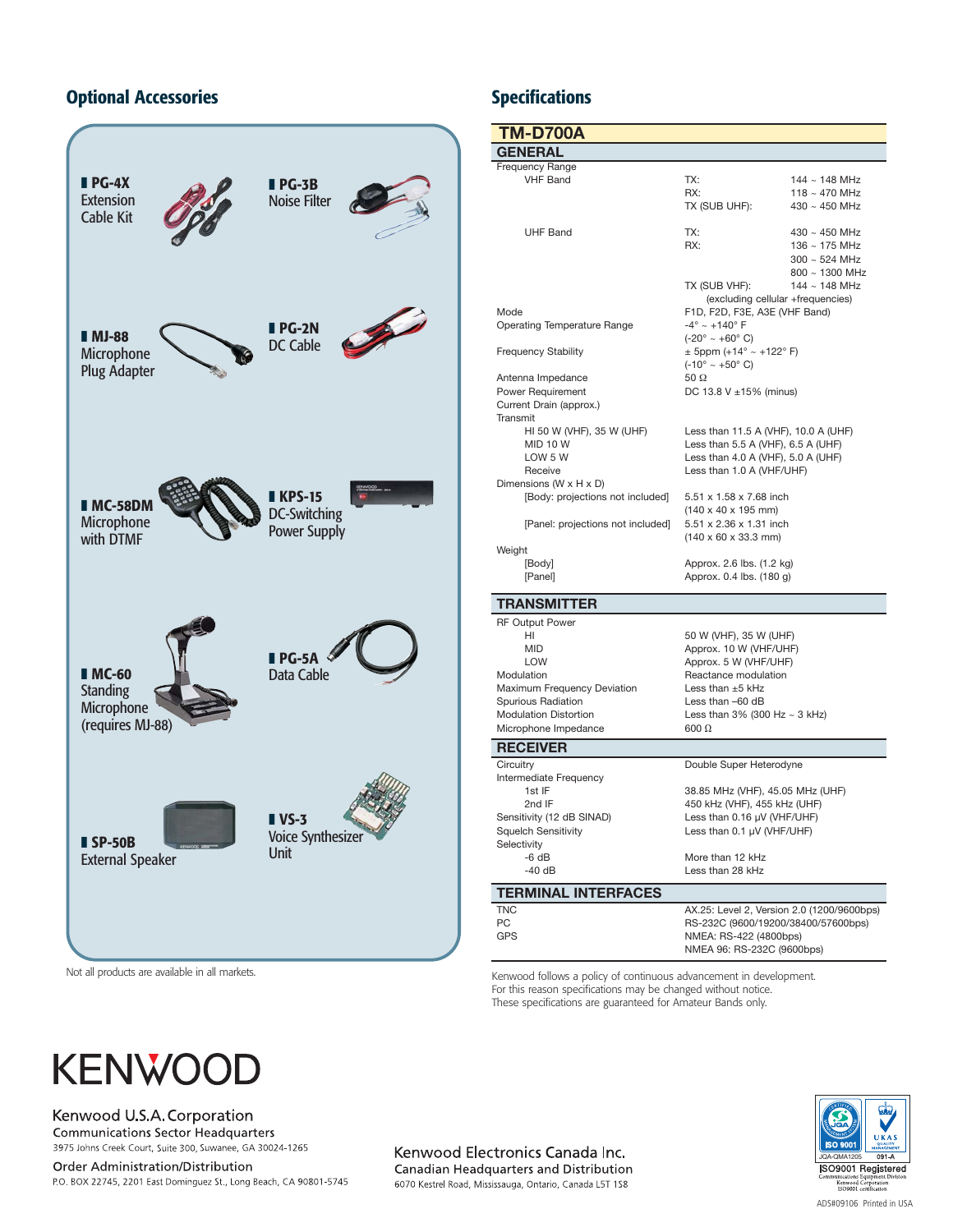## Optional Accessories

**PG-4X** Extension Cable Kit

**PG-3B** Noise Filter

**MJ-88** Microphone Plug Adapter

**PG-2N** DC Cable

**MC-58DM** Microphone with DTMF

**KPS-15** DC-Switching Power Supply

**MC-60** Standing Microphone (requires MJ-88)

**PG-5A** Data Cable

**SP-50B** External Speaker

**VS-3** Voice Synthesizer Unit

Not all products are available in all markets.

## Specifications

### TM-D700A

#### GENERAL

| | | | |
|---|---|---|---|
| Frequency Range | | | |
| VHF Band | | TX: | 144 ~ 148 MHz |
| | | RX: | 118 ~ 470 MHz |
| | | TX (SUB UHF): | 430 ~ 450 MHz |
| UHF Band | | TX: | 430 ~ 450 MHz |
| | | RX: | 136 ~ 175 MHz |
| | | | 300 ~ 524 MHz |
| | | | 800 ~ 1300 MHz |
| | | TX (SUB VHF): | 144 ~ 148 MHz |
| | | (excluding cellular +frequencies) | |
| Mode | | F1D, F2D, F3E, A3E (VHF Band) | |
| Operating Temperature Range | | -4° ~ +140° F | |
| | | (-20° ~ +60° C) | |
| Frequency Stability | | ± 5ppm (+14° ~ +122° F) | |
| | | (-10° ~ +50° C) | |
| Antenna Impedance | | 50 Ω | |
| Power Requirement | | DC 13.8 V ±15% (minus) | |
| Current Drain (approx.) | | | |
| Transmit | | | |
| | HI 50 W (VHF), 35 W (UHF) | Less than 11.5 A (VHF), 10.0 A (UHF) | |
| | MID 10 W | Less than 5.5 A (VHF), 6.5 A (UHF) | |
| | LOW 5 W | Less than 4.0 A (VHF), 5.0 A (UHF) | |
| | Receive | Less than 1.0 A (VHF/UHF) | |
| Dimensions (W x H x D) | | | |
| | [Body: projections not included] | 5.51 x 1.58 x 7.68 inch | |
| | | (140 x 40 x 195 mm) | |
| | [Panel: projections not included] | 5.51 x 2.36 x 1.31 inch | |
| | | (140 x 60 x 33.3 mm) | |
| Weight | | | |
| | [Body] | Approx. 2.6 lbs. (1.2 kg) | |
| | [Panel] | Approx. 0.4 lbs. (180 g) | |

#### TRANSMITTER

| | | |
|---|---|---|
| RF Output Power | | |
| | HI | 50 W (VHF), 35 W (UHF) |
| | MID | Approx. 10 W (VHF/UHF) |
| | LOW | Approx. 5 W (VHF/UHF) |
| Modulation | | Reactance modulation |
| Maximum Frequency Deviation | | Less than ±5 kHz |
| Spurious Radiation | | Less than –60 dB |
| Modulation Distortion | | Less than 3% (300 Hz ~ 3 kHz) |
| Microphone Impedance | | 600 Ω |

#### RECEIVER

| | | |
|---|---|---|
| Circuitry | | Double Super Heterodyne |
| Intermediate Frequency | | |
| | 1st IF | 38.85 MHz (VHF), 45.05 MHz (UHF) |
| | 2nd IF | 450 kHz (VHF), 455 kHz (UHF) |
| Sensitivity (12 dB SINAD) | | Less than 0.16 µV (VHF/UHF) |
| Squelch Sensitivity | | Less than 0.1 µV (VHF/UHF) |
| Selectivity | | |
| | -6 dB | More than 12 kHz |
| | -40 dB | Less than 28 kHz |

#### TERMINAL INTERFACES

| | |
|---|---|
| TNC | AX.25: Level 2, Version 2.0 (1200/9600bps) |
| PC | RS-232C (9600/19200/38400/57600bps) |
| GPS | NMEA: RS-422 (4800bps) |
| | NMEA 96: RS-232C (9600bps) |

Kenwood follows a policy of continuous advancement in development.
For this reason specifications may be changed without notice.
These specifications are guaranteed for Amateur Bands only.

KENWOOD

Kenwood U.S.A. Corporation
Communications Sector Headquarters
3975 Johns Creek Court, Suite 300, Suwanee, GA 30024-1265

Order Administration/Distribution
P.O. BOX 22745, 2201 East Dominguez St., Long Beach, CA 90801-5745

Kenwood Electronics Canada Inc.
Canadian Headquarters and Distribution
6070 Kestrel Road, Mississauga, Ontario, Canada L5T 1S8

ISO 9001 JQA-QMA1205 091-A
ISO9001 Registered
Communications Equipment Division
Kenwood Corporation
ISO9001 certification

ADS#09106 Printed in USA